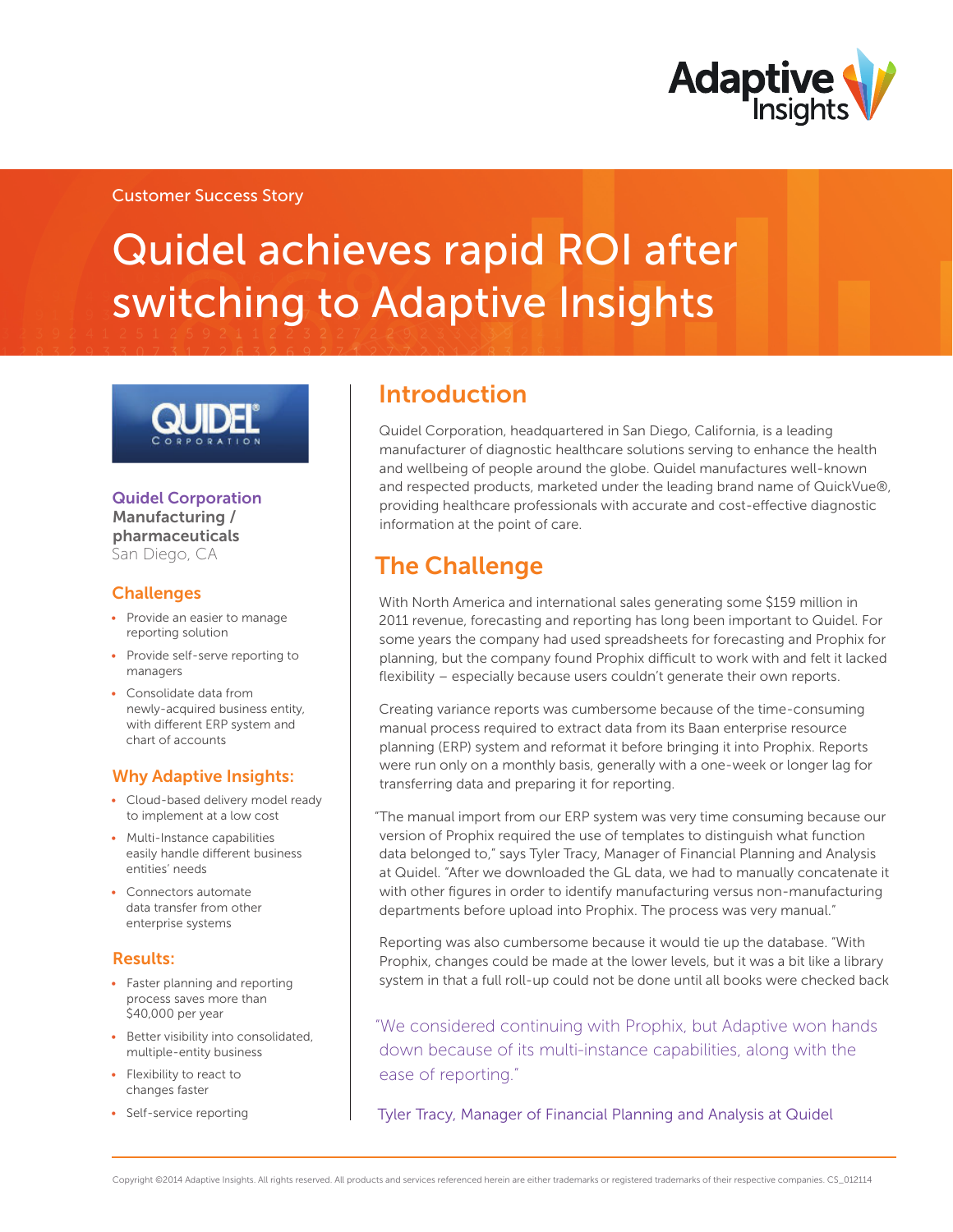Customer Success Story

# Quidel achieves rapid ROI after switching to Adaptive Insights

**Quidel Corporation**
**Manufacturing / pharmaceuticals**
San Diego, CA

### Challenges

- Provide an easier to manage reporting solution
- Provide self-serve reporting to managers
- Consolidate data from newly-acquired business entity, with different ERP system and chart of accounts

### Why Adaptive Insights:

- Cloud-based delivery model ready to implement at a low cost
- Multi-Instance capabilities easily handle different business entities' needs
- Connectors automate data transfer from other enterprise systems

### Results:

- Faster planning and reporting process saves more than $40,000 per year
- Better visibility into consolidated, multiple-entity business
- Flexibility to react to changes faster
- Self-service reporting

## Introduction

Quidel Corporation, headquartered in San Diego, California, is a leading manufacturer of diagnostic healthcare solutions serving to enhance the health and wellbeing of people around the globe. Quidel manufactures well-known and respected products, marketed under the leading brand name of QuickVue®, providing healthcare professionals with accurate and cost-effective diagnostic information at the point of care.

## The Challenge

With North America and international sales generating some $159 million in 2011 revenue, forecasting and reporting has long been important to Quidel. For some years the company had used spreadsheets for forecasting and Prophix for planning, but the company found Prophix difficult to work with and felt it lacked flexibility – especially because users couldn't generate their own reports.

Creating variance reports was cumbersome because of the time-consuming manual process required to extract data from its Baan enterprise resource planning (ERP) system and reformat it before bringing it into Prophix. Reports were run only on a monthly basis, generally with a one-week or longer lag for transferring data and preparing it for reporting.

"The manual import from our ERP system was very time consuming because our version of Prophix required the use of templates to distinguish what function data belonged to," says Tyler Tracy, Manager of Financial Planning and Analysis at Quidel. "After we downloaded the GL data, we had to manually concatenate it with other figures in order to identify manufacturing versus non-manufacturing departments before upload into Prophix. The process was very manual."

Reporting was also cumbersome because it would tie up the database. "With Prophix, changes could be made at the lower levels, but it was a bit like a library system in that a full roll-up could not be done until all books were checked back

> "We considered continuing with Prophix, but Adaptive won hands down because of its multi-instance capabilities, along with the ease of reporting."
>
> Tyler Tracy, Manager of Financial Planning and Analysis at Quidel

Copyright ©2014 Adaptive Insights. All rights reserved. All products and services referenced herein are either trademarks or registered trademarks of their respective companies. CS_012114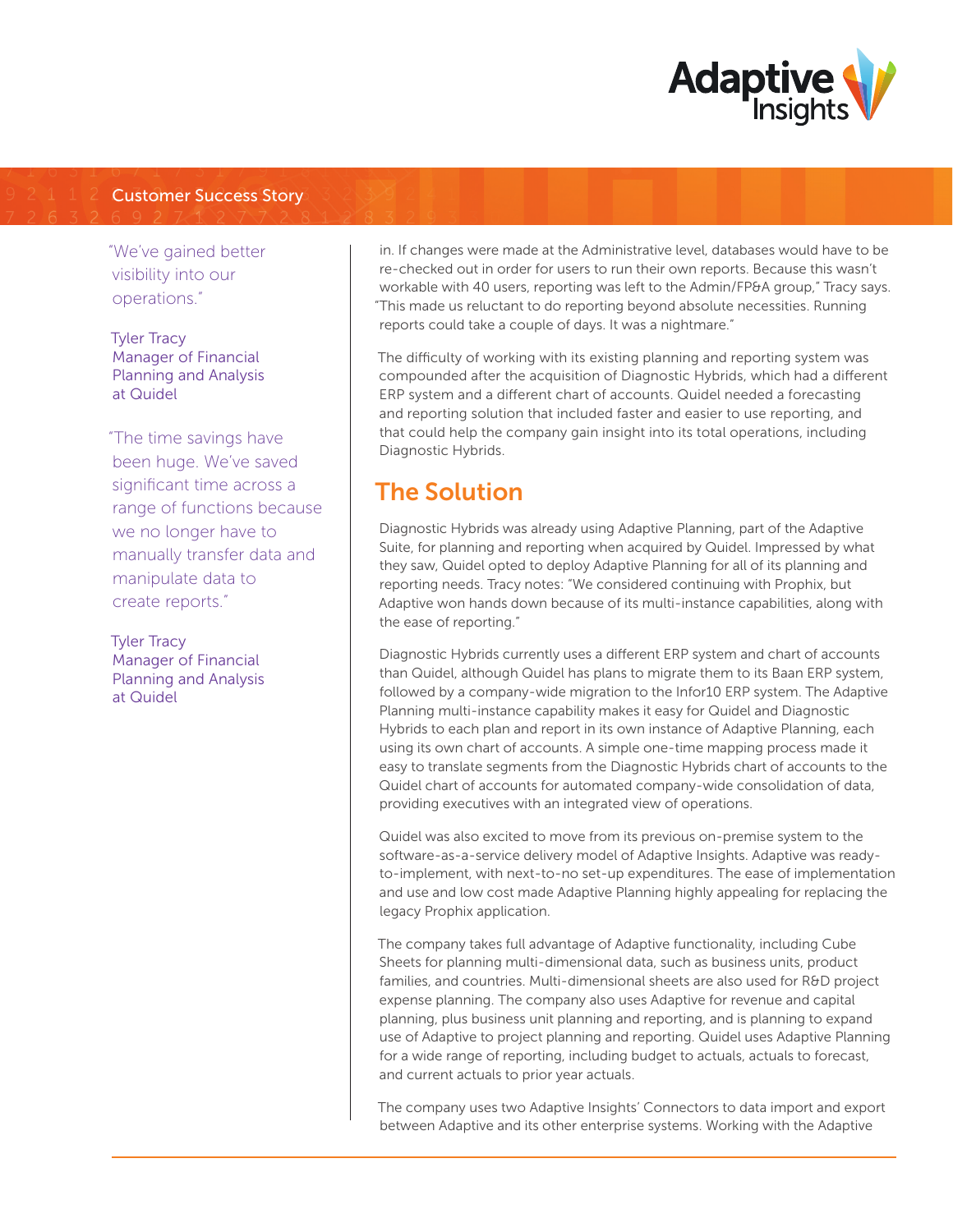"We've gained better visibility into our operations."

Tyler Tracy
Manager of Financial Planning and Analysis at Quidel

"The time savings have been huge. We've saved significant time across a range of functions because we no longer have to manually transfer data and manipulate data to create reports."

Tyler Tracy
Manager of Financial Planning and Analysis at Quidel

in. If changes were made at the Administrative level, databases would have to be re-checked out in order for users to run their own reports. Because this wasn't workable with 40 users, reporting was left to the Admin/FP&A group," Tracy says. "This made us reluctant to do reporting beyond absolute necessities. Running reports could take a couple of days. It was a nightmare."

The difficulty of working with its existing planning and reporting system was compounded after the acquisition of Diagnostic Hybrids, which had a different ERP system and a different chart of accounts. Quidel needed a forecasting and reporting solution that included faster and easier to use reporting, and that could help the company gain insight into its total operations, including Diagnostic Hybrids.

## The Solution

Diagnostic Hybrids was already using Adaptive Planning, part of the Adaptive Suite, for planning and reporting when acquired by Quidel. Impressed by what they saw, Quidel opted to deploy Adaptive Planning for all of its planning and reporting needs. Tracy notes: "We considered continuing with Prophix, but Adaptive won hands down because of its multi-instance capabilities, along with the ease of reporting."

Diagnostic Hybrids currently uses a different ERP system and chart of accounts than Quidel, although Quidel has plans to migrate them to its Baan ERP system, followed by a company-wide migration to the Infor10 ERP system. The Adaptive Planning multi-instance capability makes it easy for Quidel and Diagnostic Hybrids to each plan and report in its own instance of Adaptive Planning, each using its own chart of accounts. A simple one-time mapping process made it easy to translate segments from the Diagnostic Hybrids chart of accounts to the Quidel chart of accounts for automated company-wide consolidation of data, providing executives with an integrated view of operations.

Quidel was also excited to move from its previous on-premise system to the software-as-a-service delivery model of Adaptive Insights. Adaptive was ready-to-implement, with next-to-no set-up expenditures. The ease of implementation and use and low cost made Adaptive Planning highly appealing for replacing the legacy Prophix application.

The company takes full advantage of Adaptive functionality, including Cube Sheets for planning multi-dimensional data, such as business units, product families, and countries. Multi-dimensional sheets are also used for R&D project expense planning. The company also uses Adaptive for revenue and capital planning, plus business unit planning and reporting, and is planning to expand use of Adaptive to project planning and reporting. Quidel uses Adaptive Planning for a wide range of reporting, including budget to actuals, actuals to forecast, and current actuals to prior year actuals.

The company uses two Adaptive Insights' Connectors to data import and export between Adaptive and its other enterprise systems. Working with the Adaptive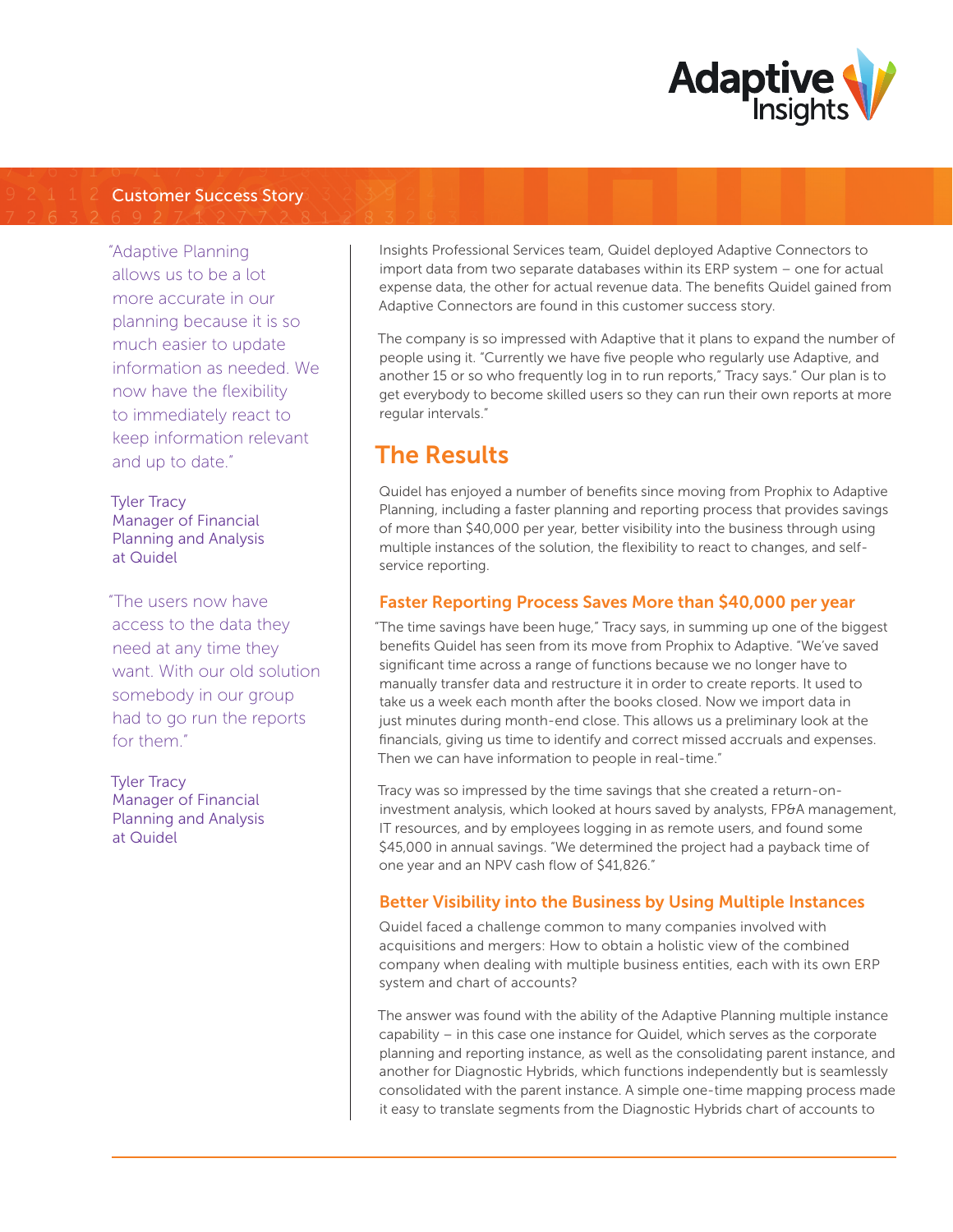Customer Success Story

"Adaptive Planning allows us to be a lot more accurate in our planning because it is so much easier to update information as needed. We now have the flexibility to immediately react to keep information relevant and up to date."

Tyler Tracy
Manager of Financial Planning and Analysis at Quidel

"The users now have access to the data they need at any time they want. With our old solution somebody in our group had to go run the reports for them."

Tyler Tracy
Manager of Financial Planning and Analysis at Quidel

Insights Professional Services team, Quidel deployed Adaptive Connectors to import data from two separate databases within its ERP system – one for actual expense data, the other for actual revenue data. The benefits Quidel gained from Adaptive Connectors are found in this customer success story.

The company is so impressed with Adaptive that it plans to expand the number of people using it. "Currently we have five people who regularly use Adaptive, and another 15 or so who frequently log in to run reports," Tracy says." Our plan is to get everybody to become skilled users so they can run their own reports at more regular intervals."

## The Results

Quidel has enjoyed a number of benefits since moving from Prophix to Adaptive Planning, including a faster planning and reporting process that provides savings of more than $40,000 per year, better visibility into the business through using multiple instances of the solution, the flexibility to react to changes, and self-service reporting.

### Faster Reporting Process Saves More than $40,000 per year

"The time savings have been huge," Tracy says, in summing up one of the biggest benefits Quidel has seen from its move from Prophix to Adaptive. "We've saved significant time across a range of functions because we no longer have to manually transfer data and restructure it in order to create reports. It used to take us a week each month after the books closed. Now we import data in just minutes during month-end close. This allows us a preliminary look at the financials, giving us time to identify and correct missed accruals and expenses. Then we can have information to people in real-time."

Tracy was so impressed by the time savings that she created a return-on-investment analysis, which looked at hours saved by analysts, FP&A management, IT resources, and by employees logging in as remote users, and found some $45,000 in annual savings. "We determined the project had a payback time of one year and an NPV cash flow of $41,826."

### Better Visibility into the Business by Using Multiple Instances

Quidel faced a challenge common to many companies involved with acquisitions and mergers: How to obtain a holistic view of the combined company when dealing with multiple business entities, each with its own ERP system and chart of accounts?

The answer was found with the ability of the Adaptive Planning multiple instance capability – in this case one instance for Quidel, which serves as the corporate planning and reporting instance, as well as the consolidating parent instance, and another for Diagnostic Hybrids, which functions independently but is seamlessly consolidated with the parent instance. A simple one-time mapping process made it easy to translate segments from the Diagnostic Hybrids chart of accounts to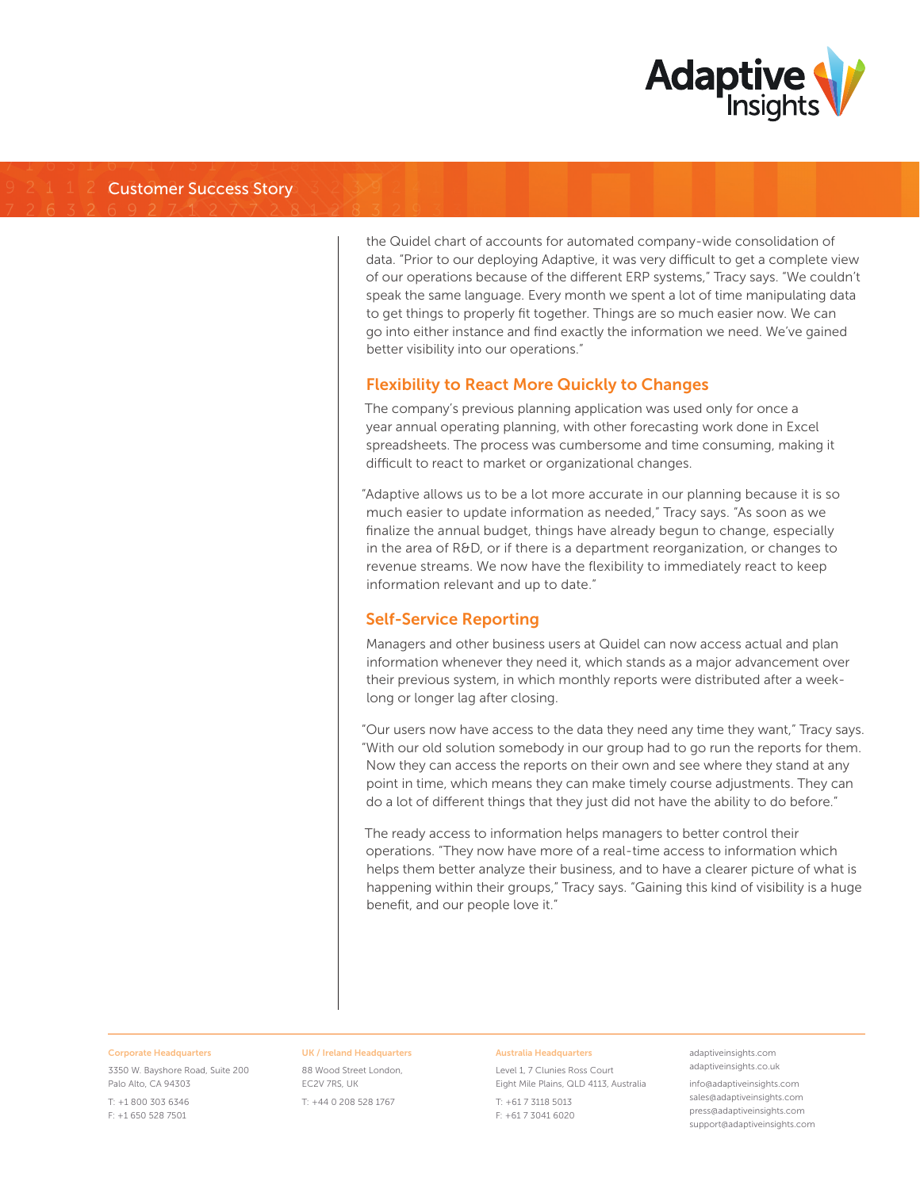the Quidel chart of accounts for automated company-wide consolidation of data. "Prior to our deploying Adaptive, it was very difficult to get a complete view of our operations because of the different ERP systems," Tracy says. "We couldn't speak the same language. Every month we spent a lot of time manipulating data to get things to properly fit together. Things are so much easier now. We can go into either instance and find exactly the information we need. We've gained better visibility into our operations."

## Flexibility to React More Quickly to Changes

The company's previous planning application was used only for once a year annual operating planning, with other forecasting work done in Excel spreadsheets. The process was cumbersome and time consuming, making it difficult to react to market or organizational changes.

"Adaptive allows us to be a lot more accurate in our planning because it is so much easier to update information as needed," Tracy says. "As soon as we finalize the annual budget, things have already begun to change, especially in the area of R&D, or if there is a department reorganization, or changes to revenue streams. We now have the flexibility to immediately react to keep information relevant and up to date."

## Self-Service Reporting

Managers and other business users at Quidel can now access actual and plan information whenever they need it, which stands as a major advancement over their previous system, in which monthly reports were distributed after a week-long or longer lag after closing.

"Our users now have access to the data they need any time they want," Tracy says. "With our old solution somebody in our group had to go run the reports for them. Now they can access the reports on their own and see where they stand at any point in time, which means they can make timely course adjustments. They can do a lot of different things that they just did not have the ability to do before."

The ready access to information helps managers to better control their operations. "They now have more of a real-time access to information which helps them better analyze their business, and to have a clearer picture of what is happening within their groups," Tracy says. "Gaining this kind of visibility is a huge benefit, and our people love it."

**Corporate Headquarters**
3350 W. Bayshore Road, Suite 200
Palo Alto, CA 94303
T: +1 800 303 6346
F: +1 650 528 7501

**UK / Ireland Headquarters**
88 Wood Street London,
EC2V 7RS, UK
T: +44 0 208 528 1767

**Australia Headquarters**
Level 1, 7 Clunies Ross Court
Eight Mile Plains, QLD 4113, Australia
T: +61 7 3118 5013
F: +61 7 3041 6020

adaptiveinsights.com
adaptiveinsights.co.uk
info@adaptiveinsights.com
sales@adaptiveinsights.com
press@adaptiveinsights.com
support@adaptiveinsights.com